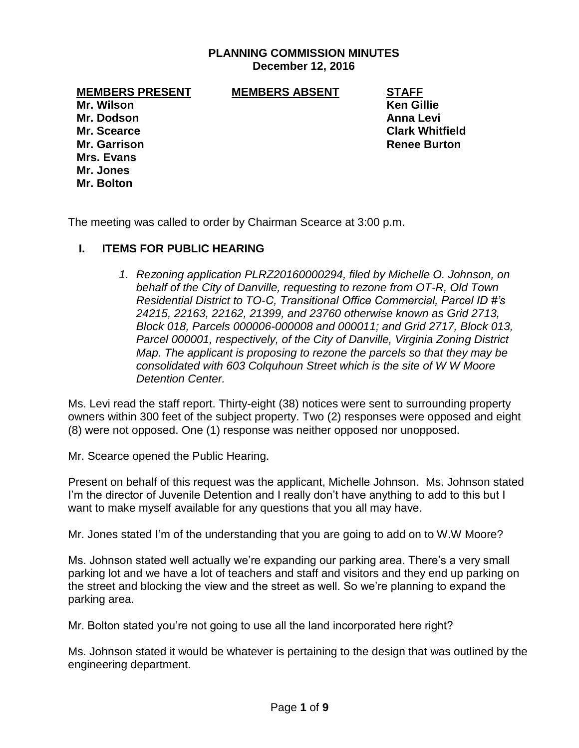**PLANNING COMMISSION MINUTES**
**December 12, 2016**

| **MEMBERS PRESENT** | **MEMBERS ABSENT** | **STAFF** |
|---|---|---|
| **Mr. Wilson** | | **Ken Gillie** |
| **Mr. Dodson** | | **Anna Levi** |
| **Mr. Scearce** | | **Clark Whitfield** |
| **Mr. Garrison** | | **Renee Burton** |
| **Mrs. Evans** | | |
| **Mr. Jones** | | |
| **Mr. Bolton** | | |

The meeting was called to order by Chairman Scearce at 3:00 p.m.

## I. ITEMS FOR PUBLIC HEARING

1. *Rezoning application PLRZ20160000294, filed by Michelle O. Johnson, on behalf of the City of Danville, requesting to rezone from OT-R, Old Town Residential District to TO-C, Transitional Office Commercial, Parcel ID #'s 24215, 22163, 22162, 21399, and 23760 otherwise known as Grid 2713, Block 018, Parcels 000006-000008 and 000011; and Grid 2717, Block 013, Parcel 000001, respectively, of the City of Danville, Virginia Zoning District Map. The applicant is proposing to rezone the parcels so that they may be consolidated with 603 Colquhoun Street which is the site of W W Moore Detention Center.*

Ms. Levi read the staff report. Thirty-eight (38) notices were sent to surrounding property owners within 300 feet of the subject property. Two (2) responses were opposed and eight (8) were not opposed. One (1) response was neither opposed nor unopposed.

Mr. Scearce opened the Public Hearing.

Present on behalf of this request was the applicant, Michelle Johnson. Ms. Johnson stated I'm the director of Juvenile Detention and I really don't have anything to add to this but I want to make myself available for any questions that you all may have.

Mr. Jones stated I'm of the understanding that you are going to add on to W.W Moore?

Ms. Johnson stated well actually we're expanding our parking area. There's a very small parking lot and we have a lot of teachers and staff and visitors and they end up parking on the street and blocking the view and the street as well. So we're planning to expand the parking area.

Mr. Bolton stated you're not going to use all the land incorporated here right?

Ms. Johnson stated it would be whatever is pertaining to the design that was outlined by the engineering department.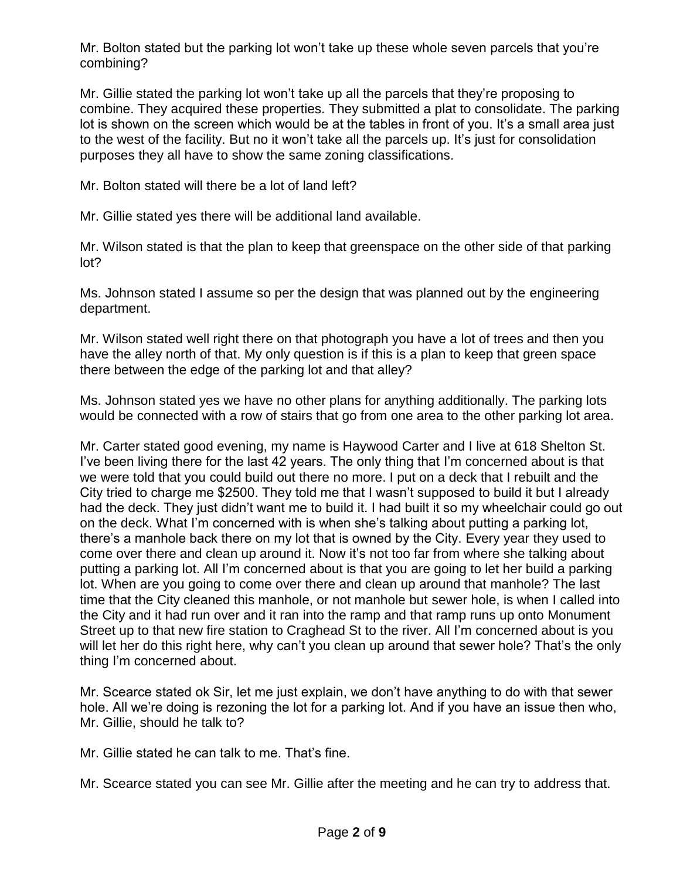Mr. Bolton stated but the parking lot won't take up these whole seven parcels that you're combining?

Mr. Gillie stated the parking lot won't take up all the parcels that they're proposing to combine. They acquired these properties. They submitted a plat to consolidate. The parking lot is shown on the screen which would be at the tables in front of you. It's a small area just to the west of the facility. But no it won't take all the parcels up. It's just for consolidation purposes they all have to show the same zoning classifications.

Mr. Bolton stated will there be a lot of land left?

Mr. Gillie stated yes there will be additional land available.

Mr. Wilson stated is that the plan to keep that greenspace on the other side of that parking lot?

Ms. Johnson stated I assume so per the design that was planned out by the engineering department.

Mr. Wilson stated well right there on that photograph you have a lot of trees and then you have the alley north of that. My only question is if this is a plan to keep that green space there between the edge of the parking lot and that alley?

Ms. Johnson stated yes we have no other plans for anything additionally. The parking lots would be connected with a row of stairs that go from one area to the other parking lot area.

Mr. Carter stated good evening, my name is Haywood Carter and I live at 618 Shelton St. I've been living there for the last 42 years. The only thing that I'm concerned about is that we were told that you could build out there no more. I put on a deck that I rebuilt and the City tried to charge me $2500. They told me that I wasn't supposed to build it but I already had the deck. They just didn't want me to build it. I had built it so my wheelchair could go out on the deck. What I'm concerned with is when she's talking about putting a parking lot, there's a manhole back there on my lot that is owned by the City. Every year they used to come over there and clean up around it. Now it's not too far from where she talking about putting a parking lot. All I'm concerned about is that you are going to let her build a parking lot. When are you going to come over there and clean up around that manhole? The last time that the City cleaned this manhole, or not manhole but sewer hole, is when I called into the City and it had run over and it ran into the ramp and that ramp runs up onto Monument Street up to that new fire station to Craghead St to the river. All I'm concerned about is you will let her do this right here, why can't you clean up around that sewer hole? That's the only thing I'm concerned about.

Mr. Scearce stated ok Sir, let me just explain, we don't have anything to do with that sewer hole. All we're doing is rezoning the lot for a parking lot. And if you have an issue then who, Mr. Gillie, should he talk to?

Mr. Gillie stated he can talk to me. That's fine.

Mr. Scearce stated you can see Mr. Gillie after the meeting and he can try to address that.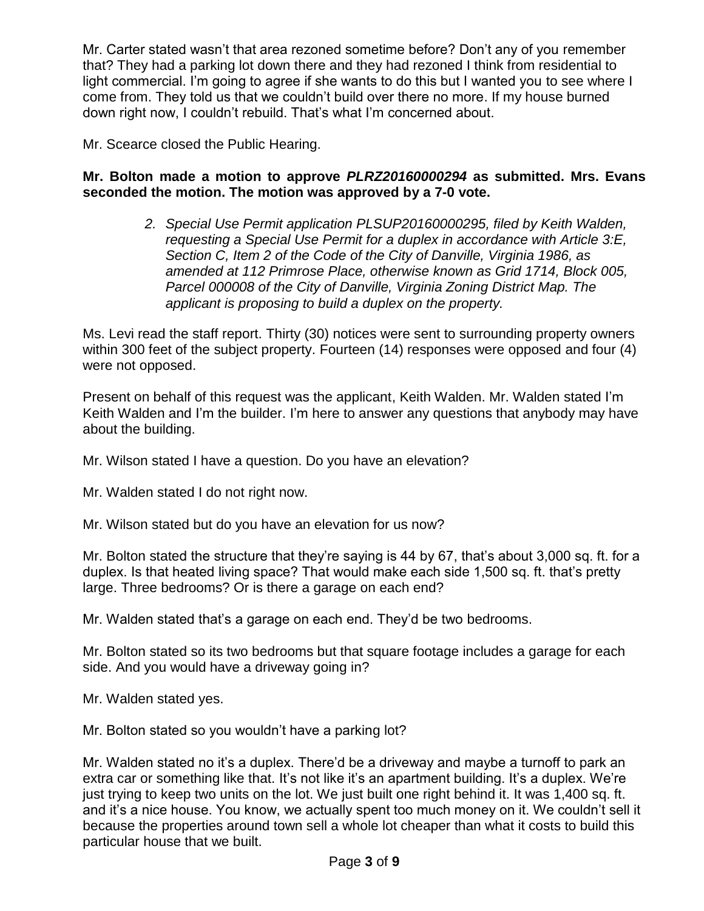Mr. Carter stated wasn't that area rezoned sometime before? Don't any of you remember that? They had a parking lot down there and they had rezoned I think from residential to light commercial. I'm going to agree if she wants to do this but I wanted you to see where I come from. They told us that we couldn't build over there no more. If my house burned down right now, I couldn't rebuild. That's what I'm concerned about.

Mr. Scearce closed the Public Hearing.

**Mr. Bolton made a motion to approve *PLRZ20160000294* as submitted. Mrs. Evans seconded the motion. The motion was approved by a 7-0 vote.**

> *2. Special Use Permit application PLSUP20160000295, filed by Keith Walden, requesting a Special Use Permit for a duplex in accordance with Article 3:E, Section C, Item 2 of the Code of the City of Danville, Virginia 1986, as amended at 112 Primrose Place, otherwise known as Grid 1714, Block 005, Parcel 000008 of the City of Danville, Virginia Zoning District Map. The applicant is proposing to build a duplex on the property.*

Ms. Levi read the staff report. Thirty (30) notices were sent to surrounding property owners within 300 feet of the subject property. Fourteen (14) responses were opposed and four (4) were not opposed.

Present on behalf of this request was the applicant, Keith Walden. Mr. Walden stated I'm Keith Walden and I'm the builder. I'm here to answer any questions that anybody may have about the building.

Mr. Wilson stated I have a question. Do you have an elevation?

Mr. Walden stated I do not right now.

Mr. Wilson stated but do you have an elevation for us now?

Mr. Bolton stated the structure that they're saying is 44 by 67, that's about 3,000 sq. ft. for a duplex. Is that heated living space? That would make each side 1,500 sq. ft. that's pretty large. Three bedrooms? Or is there a garage on each end?

Mr. Walden stated that's a garage on each end. They'd be two bedrooms.

Mr. Bolton stated so its two bedrooms but that square footage includes a garage for each side. And you would have a driveway going in?

Mr. Walden stated yes.

Mr. Bolton stated so you wouldn't have a parking lot?

Mr. Walden stated no it's a duplex. There'd be a driveway and maybe a turnoff to park an extra car or something like that. It's not like it's an apartment building. It's a duplex. We're just trying to keep two units on the lot. We just built one right behind it. It was 1,400 sq. ft. and it's a nice house. You know, we actually spent too much money on it. We couldn't sell it because the properties around town sell a whole lot cheaper than what it costs to build this particular house that we built.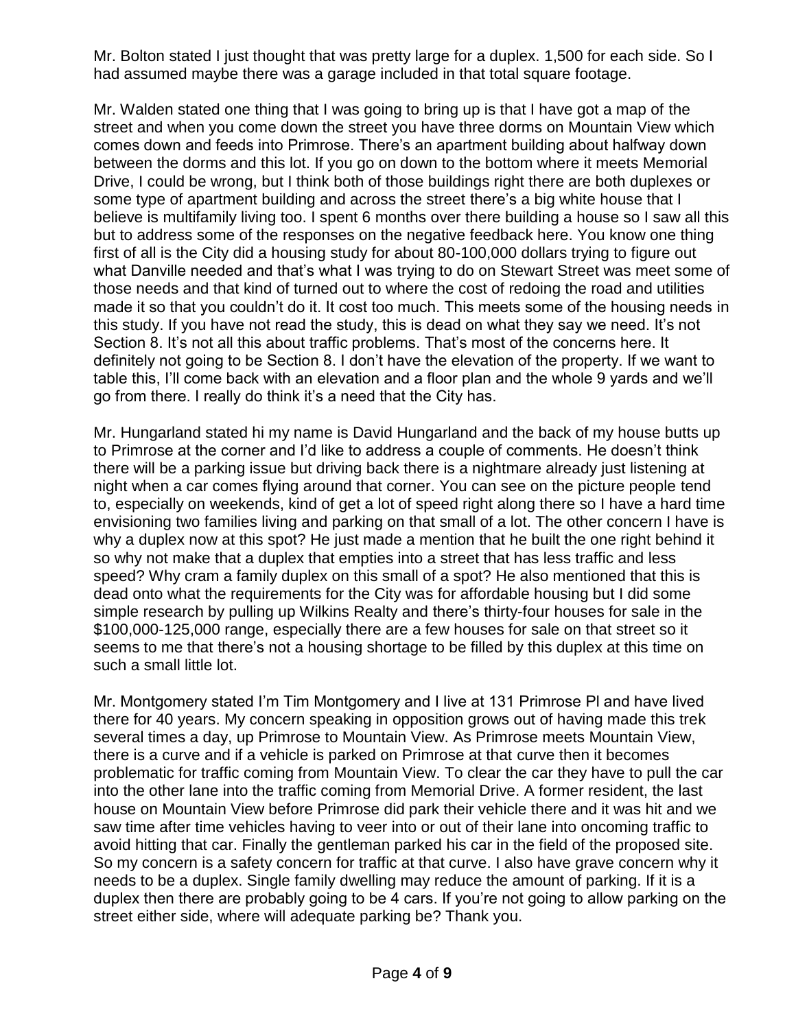Mr. Bolton stated I just thought that was pretty large for a duplex. 1,500 for each side. So I had assumed maybe there was a garage included in that total square footage.

Mr. Walden stated one thing that I was going to bring up is that I have got a map of the street and when you come down the street you have three dorms on Mountain View which comes down and feeds into Primrose. There's an apartment building about halfway down between the dorms and this lot. If you go on down to the bottom where it meets Memorial Drive, I could be wrong, but I think both of those buildings right there are both duplexes or some type of apartment building and across the street there's a big white house that I believe is multifamily living too. I spent 6 months over there building a house so I saw all this but to address some of the responses on the negative feedback here. You know one thing first of all is the City did a housing study for about 80-100,000 dollars trying to figure out what Danville needed and that's what I was trying to do on Stewart Street was meet some of those needs and that kind of turned out to where the cost of redoing the road and utilities made it so that you couldn't do it. It cost too much. This meets some of the housing needs in this study. If you have not read the study, this is dead on what they say we need. It's not Section 8. It's not all this about traffic problems. That's most of the concerns here. It definitely not going to be Section 8. I don't have the elevation of the property. If we want to table this, I'll come back with an elevation and a floor plan and the whole 9 yards and we'll go from there. I really do think it's a need that the City has.

Mr. Hungarland stated hi my name is David Hungarland and the back of my house butts up to Primrose at the corner and I'd like to address a couple of comments. He doesn't think there will be a parking issue but driving back there is a nightmare already just listening at night when a car comes flying around that corner. You can see on the picture people tend to, especially on weekends, kind of get a lot of speed right along there so I have a hard time envisioning two families living and parking on that small of a lot. The other concern I have is why a duplex now at this spot? He just made a mention that he built the one right behind it so why not make that a duplex that empties into a street that has less traffic and less speed? Why cram a family duplex on this small of a spot? He also mentioned that this is dead onto what the requirements for the City was for affordable housing but I did some simple research by pulling up Wilkins Realty and there's thirty-four houses for sale in the $100,000-125,000 range, especially there are a few houses for sale on that street so it seems to me that there's not a housing shortage to be filled by this duplex at this time on such a small little lot.

Mr. Montgomery stated I'm Tim Montgomery and I live at 131 Primrose Pl and have lived there for 40 years. My concern speaking in opposition grows out of having made this trek several times a day, up Primrose to Mountain View. As Primrose meets Mountain View, there is a curve and if a vehicle is parked on Primrose at that curve then it becomes problematic for traffic coming from Mountain View. To clear the car they have to pull the car into the other lane into the traffic coming from Memorial Drive. A former resident, the last house on Mountain View before Primrose did park their vehicle there and it was hit and we saw time after time vehicles having to veer into or out of their lane into oncoming traffic to avoid hitting that car. Finally the gentleman parked his car in the field of the proposed site. So my concern is a safety concern for traffic at that curve. I also have grave concern why it needs to be a duplex. Single family dwelling may reduce the amount of parking. If it is a duplex then there are probably going to be 4 cars. If you're not going to allow parking on the street either side, where will adequate parking be? Thank you.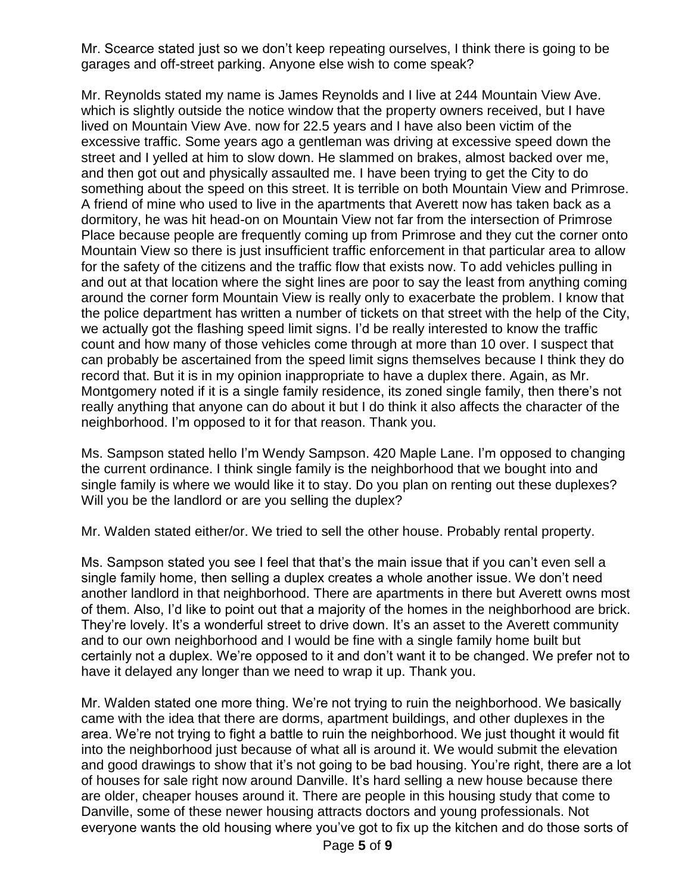Mr. Scearce stated just so we don't keep repeating ourselves, I think there is going to be garages and off-street parking. Anyone else wish to come speak?

Mr. Reynolds stated my name is James Reynolds and I live at 244 Mountain View Ave. which is slightly outside the notice window that the property owners received, but I have lived on Mountain View Ave. now for 22.5 years and I have also been victim of the excessive traffic. Some years ago a gentleman was driving at excessive speed down the street and I yelled at him to slow down. He slammed on brakes, almost backed over me, and then got out and physically assaulted me. I have been trying to get the City to do something about the speed on this street. It is terrible on both Mountain View and Primrose. A friend of mine who used to live in the apartments that Averett now has taken back as a dormitory, he was hit head-on on Mountain View not far from the intersection of Primrose Place because people are frequently coming up from Primrose and they cut the corner onto Mountain View so there is just insufficient traffic enforcement in that particular area to allow for the safety of the citizens and the traffic flow that exists now. To add vehicles pulling in and out at that location where the sight lines are poor to say the least from anything coming around the corner form Mountain View is really only to exacerbate the problem. I know that the police department has written a number of tickets on that street with the help of the City, we actually got the flashing speed limit signs. I'd be really interested to know the traffic count and how many of those vehicles come through at more than 10 over. I suspect that can probably be ascertained from the speed limit signs themselves because I think they do record that. But it is in my opinion inappropriate to have a duplex there. Again, as Mr. Montgomery noted if it is a single family residence, its zoned single family, then there's not really anything that anyone can do about it but I do think it also affects the character of the neighborhood. I'm opposed to it for that reason. Thank you.

Ms. Sampson stated hello I'm Wendy Sampson. 420 Maple Lane. I'm opposed to changing the current ordinance. I think single family is the neighborhood that we bought into and single family is where we would like it to stay. Do you plan on renting out these duplexes? Will you be the landlord or are you selling the duplex?

Mr. Walden stated either/or. We tried to sell the other house. Probably rental property.

Ms. Sampson stated you see I feel that that's the main issue that if you can't even sell a single family home, then selling a duplex creates a whole another issue. We don't need another landlord in that neighborhood. There are apartments in there but Averett owns most of them. Also, I'd like to point out that a majority of the homes in the neighborhood are brick. They're lovely. It's a wonderful street to drive down. It's an asset to the Averett community and to our own neighborhood and I would be fine with a single family home built but certainly not a duplex. We're opposed to it and don't want it to be changed. We prefer not to have it delayed any longer than we need to wrap it up. Thank you.

Mr. Walden stated one more thing. We're not trying to ruin the neighborhood. We basically came with the idea that there are dorms, apartment buildings, and other duplexes in the area. We're not trying to fight a battle to ruin the neighborhood. We just thought it would fit into the neighborhood just because of what all is around it. We would submit the elevation and good drawings to show that it's not going to be bad housing. You're right, there are a lot of houses for sale right now around Danville. It's hard selling a new house because there are older, cheaper houses around it. There are people in this housing study that come to Danville, some of these newer housing attracts doctors and young professionals. Not everyone wants the old housing where you've got to fix up the kitchen and do those sorts of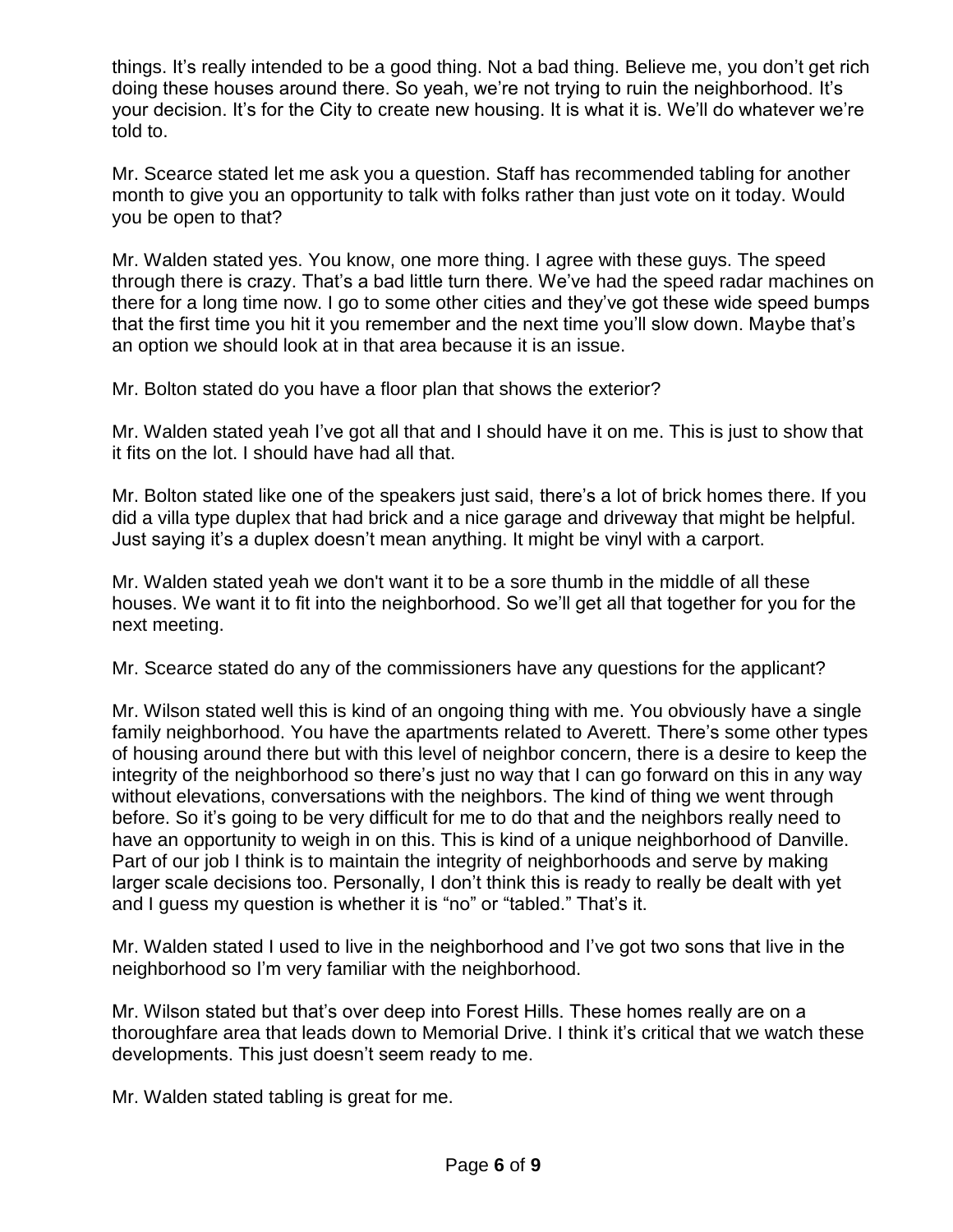things. It's really intended to be a good thing. Not a bad thing. Believe me, you don't get rich doing these houses around there. So yeah, we're not trying to ruin the neighborhood. It's your decision. It's for the City to create new housing. It is what it is. We'll do whatever we're told to.

Mr. Scearce stated let me ask you a question. Staff has recommended tabling for another month to give you an opportunity to talk with folks rather than just vote on it today. Would you be open to that?

Mr. Walden stated yes. You know, one more thing. I agree with these guys. The speed through there is crazy. That's a bad little turn there. We've had the speed radar machines on there for a long time now. I go to some other cities and they've got these wide speed bumps that the first time you hit it you remember and the next time you'll slow down. Maybe that's an option we should look at in that area because it is an issue.

Mr. Bolton stated do you have a floor plan that shows the exterior?

Mr. Walden stated yeah I've got all that and I should have it on me. This is just to show that it fits on the lot. I should have had all that.

Mr. Bolton stated like one of the speakers just said, there's a lot of brick homes there. If you did a villa type duplex that had brick and a nice garage and driveway that might be helpful. Just saying it's a duplex doesn't mean anything. It might be vinyl with a carport.

Mr. Walden stated yeah we don't want it to be a sore thumb in the middle of all these houses. We want it to fit into the neighborhood. So we'll get all that together for you for the next meeting.

Mr. Scearce stated do any of the commissioners have any questions for the applicant?

Mr. Wilson stated well this is kind of an ongoing thing with me. You obviously have a single family neighborhood. You have the apartments related to Averett. There's some other types of housing around there but with this level of neighbor concern, there is a desire to keep the integrity of the neighborhood so there's just no way that I can go forward on this in any way without elevations, conversations with the neighbors. The kind of thing we went through before. So it's going to be very difficult for me to do that and the neighbors really need to have an opportunity to weigh in on this. This is kind of a unique neighborhood of Danville. Part of our job I think is to maintain the integrity of neighborhoods and serve by making larger scale decisions too. Personally, I don't think this is ready to really be dealt with yet and I guess my question is whether it is "no" or "tabled." That's it.

Mr. Walden stated I used to live in the neighborhood and I've got two sons that live in the neighborhood so I'm very familiar with the neighborhood.

Mr. Wilson stated but that's over deep into Forest Hills. These homes really are on a thoroughfare area that leads down to Memorial Drive. I think it's critical that we watch these developments. This just doesn't seem ready to me.

Mr. Walden stated tabling is great for me.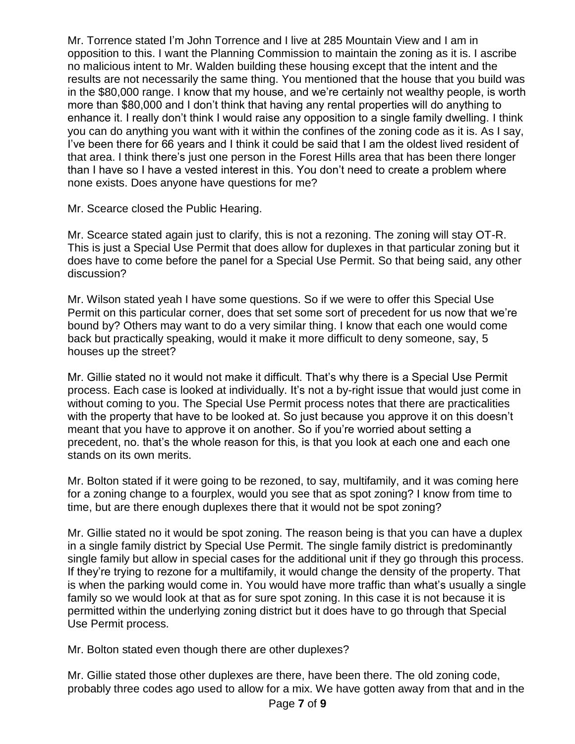Mr. Torrence stated I'm John Torrence and I live at 285 Mountain View and I am in opposition to this. I want the Planning Commission to maintain the zoning as it is. I ascribe no malicious intent to Mr. Walden building these housing except that the intent and the results are not necessarily the same thing. You mentioned that the house that you build was in the $80,000 range. I know that my house, and we're certainly not wealthy people, is worth more than $80,000 and I don't think that having any rental properties will do anything to enhance it. I really don't think I would raise any opposition to a single family dwelling. I think you can do anything you want with it within the confines of the zoning code as it is. As I say, I've been there for 66 years and I think it could be said that I am the oldest lived resident of that area. I think there's just one person in the Forest Hills area that has been there longer than I have so I have a vested interest in this. You don't need to create a problem where none exists. Does anyone have questions for me?

Mr. Scearce closed the Public Hearing.

Mr. Scearce stated again just to clarify, this is not a rezoning. The zoning will stay OT-R. This is just a Special Use Permit that does allow for duplexes in that particular zoning but it does have to come before the panel for a Special Use Permit. So that being said, any other discussion?

Mr. Wilson stated yeah I have some questions. So if we were to offer this Special Use Permit on this particular corner, does that set some sort of precedent for us now that we're bound by? Others may want to do a very similar thing. I know that each one would come back but practically speaking, would it make it more difficult to deny someone, say, 5 houses up the street?

Mr. Gillie stated no it would not make it difficult. That's why there is a Special Use Permit process. Each case is looked at individually. It's not a by-right issue that would just come in without coming to you. The Special Use Permit process notes that there are practicalities with the property that have to be looked at. So just because you approve it on this doesn't meant that you have to approve it on another. So if you're worried about setting a precedent, no. that's the whole reason for this, is that you look at each one and each one stands on its own merits.

Mr. Bolton stated if it were going to be rezoned, to say, multifamily, and it was coming here for a zoning change to a fourplex, would you see that as spot zoning? I know from time to time, but are there enough duplexes there that it would not be spot zoning?

Mr. Gillie stated no it would be spot zoning. The reason being is that you can have a duplex in a single family district by Special Use Permit. The single family district is predominantly single family but allow in special cases for the additional unit if they go through this process. If they're trying to rezone for a multifamily, it would change the density of the property. That is when the parking would come in. You would have more traffic than what's usually a single family so we would look at that as for sure spot zoning. In this case it is not because it is permitted within the underlying zoning district but it does have to go through that Special Use Permit process.

Mr. Bolton stated even though there are other duplexes?

Mr. Gillie stated those other duplexes are there, have been there. The old zoning code, probably three codes ago used to allow for a mix. We have gotten away from that and in the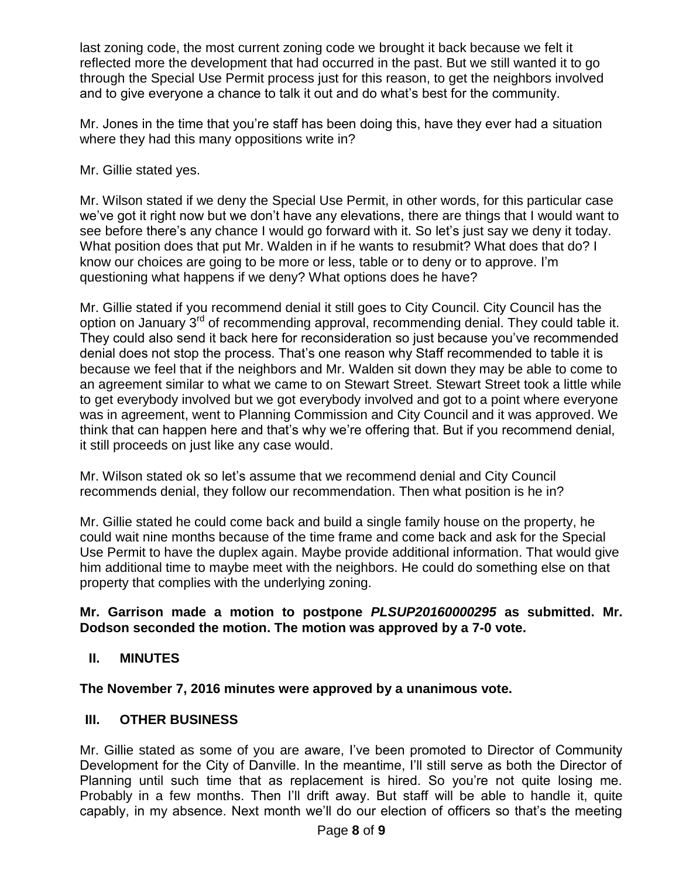last zoning code, the most current zoning code we brought it back because we felt it reflected more the development that had occurred in the past. But we still wanted it to go through the Special Use Permit process just for this reason, to get the neighbors involved and to give everyone a chance to talk it out and do what's best for the community.

Mr. Jones in the time that you're staff has been doing this, have they ever had a situation where they had this many oppositions write in?

Mr. Gillie stated yes.

Mr. Wilson stated if we deny the Special Use Permit, in other words, for this particular case we've got it right now but we don't have any elevations, there are things that I would want to see before there's any chance I would go forward with it. So let's just say we deny it today. What position does that put Mr. Walden in if he wants to resubmit? What does that do? I know our choices are going to be more or less, table or to deny or to approve. I'm questioning what happens if we deny? What options does he have?

Mr. Gillie stated if you recommend denial it still goes to City Council. City Council has the option on January 3rd of recommending approval, recommending denial. They could table it. They could also send it back here for reconsideration so just because you've recommended denial does not stop the process. That's one reason why Staff recommended to table it is because we feel that if the neighbors and Mr. Walden sit down they may be able to come to an agreement similar to what we came to on Stewart Street. Stewart Street took a little while to get everybody involved but we got everybody involved and got to a point where everyone was in agreement, went to Planning Commission and City Council and it was approved. We think that can happen here and that's why we're offering that. But if you recommend denial, it still proceeds on just like any case would.

Mr. Wilson stated ok so let's assume that we recommend denial and City Council recommends denial, they follow our recommendation. Then what position is he in?

Mr. Gillie stated he could come back and build a single family house on the property, he could wait nine months because of the time frame and come back and ask for the Special Use Permit to have the duplex again. Maybe provide additional information. That would give him additional time to maybe meet with the neighbors. He could do something else on that property that complies with the underlying zoning.

**Mr. Garrison made a motion to postpone *PLSUP20160000295* as submitted. Mr. Dodson seconded the motion. The motion was approved by a 7-0 vote.**

## II. MINUTES

**The November 7, 2016 minutes were approved by a unanimous vote.**

## III. OTHER BUSINESS

Mr. Gillie stated as some of you are aware, I've been promoted to Director of Community Development for the City of Danville. In the meantime, I'll still serve as both the Director of Planning until such time that as replacement is hired. So you're not quite losing me. Probably in a few months. Then I'll drift away. But staff will be able to handle it, quite capably, in my absence. Next month we'll do our election of officers so that's the meeting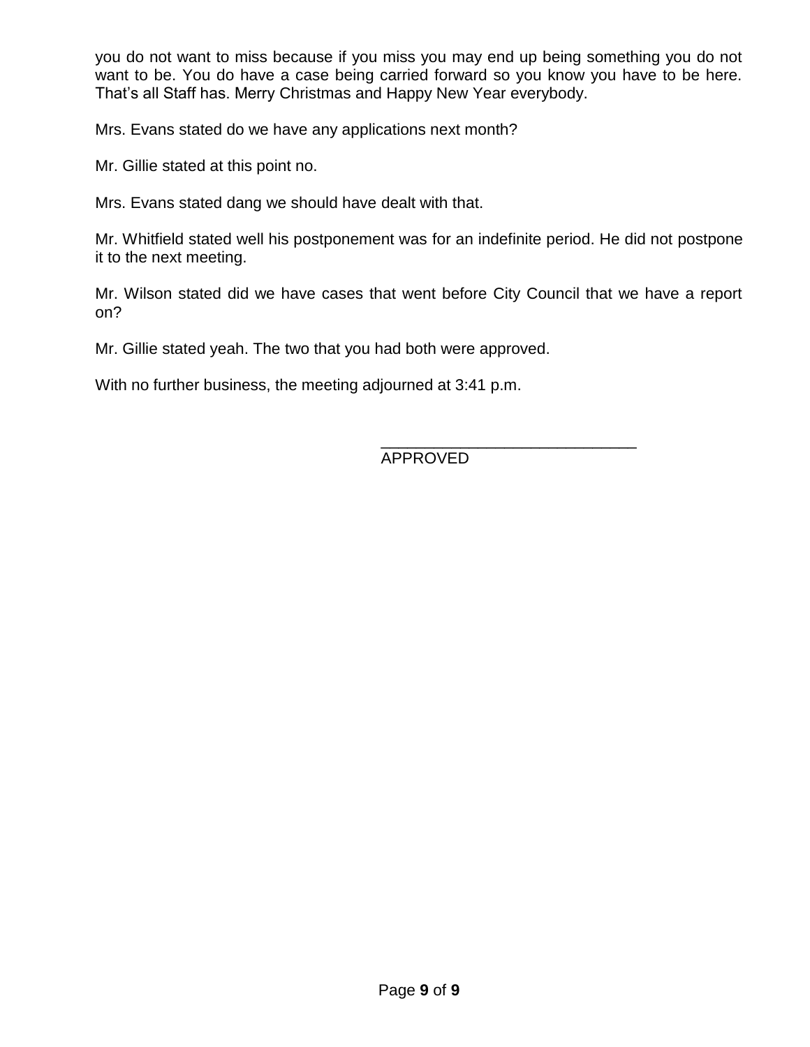you do not want to miss because if you miss you may end up being something you do not want to be. You do have a case being carried forward so you know you have to be here. That's all Staff has. Merry Christmas and Happy New Year everybody.

Mrs. Evans stated do we have any applications next month?

Mr. Gillie stated at this point no.

Mrs. Evans stated dang we should have dealt with that.

Mr. Whitfield stated well his postponement was for an indefinite period. He did not postpone it to the next meeting.

Mr. Wilson stated did we have cases that went before City Council that we have a report on?

Mr. Gillie stated yeah. The two that you had both were approved.

With no further business, the meeting adjourned at 3:41 p.m.

\_\_\_\_\_\_\_\_\_\_\_\_\_\_\_\_\_\_\_\_\_\_\_\_\_\_\_\_\_\_

APPROVED